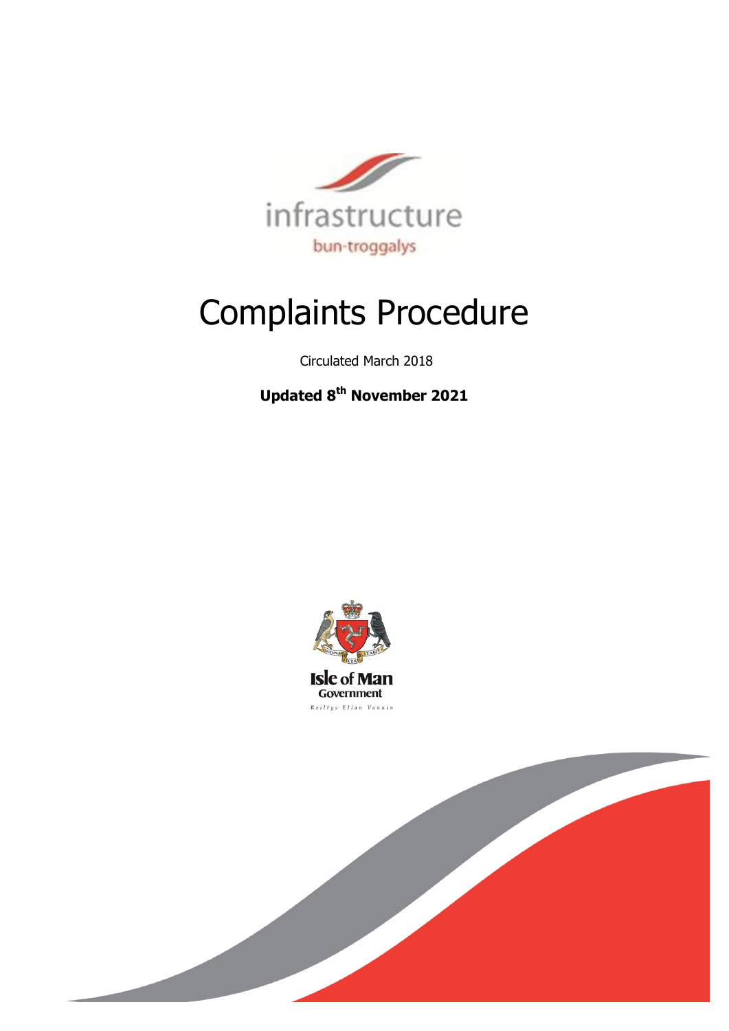infrastructure

bun-troggalys

# Complaints Procedure

Circulated March 2018

**Updated 8th November 2021**

Isle of Man Government

Reiltys Ellan Vannin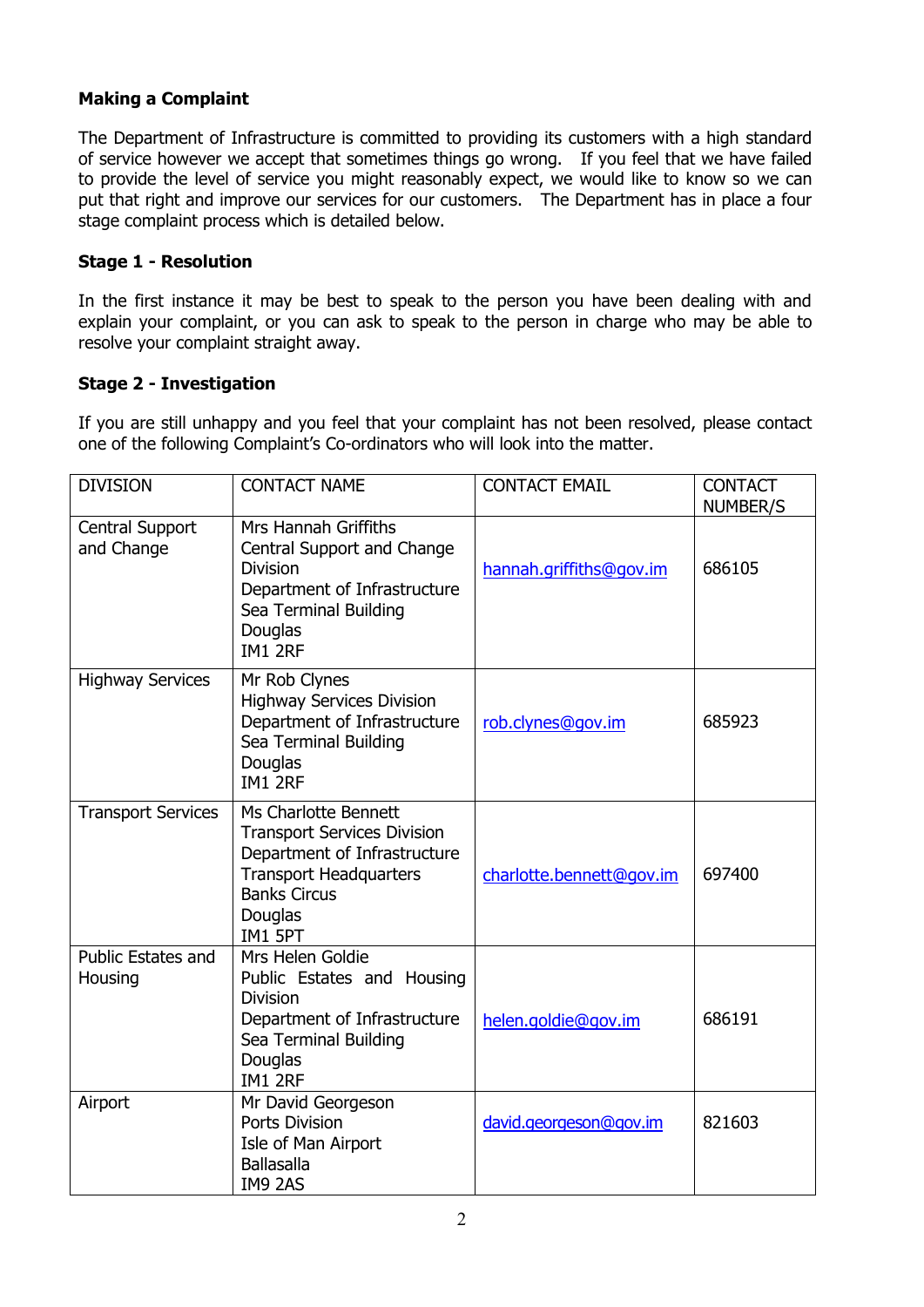**Making a Complaint**

The Department of Infrastructure is committed to providing its customers with a high standard of service however we accept that sometimes things go wrong. If you feel that we have failed to provide the level of service you might reasonably expect, we would like to know so we can put that right and improve our services for our customers. The Department has in place a four stage complaint process which is detailed below.

**Stage 1 - Resolution**

In the first instance it may be best to speak to the person you have been dealing with and explain your complaint, or you can ask to speak to the person in charge who may be able to resolve your complaint straight away.

**Stage 2 - Investigation**

If you are still unhappy and you feel that your complaint has not been resolved, please contact one of the following Complaint's Co-ordinators who will look into the matter.

| DIVISION | CONTACT NAME | CONTACT EMAIL | CONTACT NUMBER/S |
|---|---|---|---|
| Central Support and Change | Mrs Hannah Griffiths<br>Central Support and Change Division<br>Department of Infrastructure<br>Sea Terminal Building<br>Douglas<br>IM1 2RF | hannah.griffiths@gov.im | 686105 |
| Highway Services | Mr Rob Clynes<br>Highway Services Division<br>Department of Infrastructure<br>Sea Terminal Building<br>Douglas<br>IM1 2RF | rob.clynes@gov.im | 685923 |
| Transport Services | Ms Charlotte Bennett<br>Transport Services Division<br>Department of Infrastructure<br>Transport Headquarters<br>Banks Circus<br>Douglas<br>IM1 5PT | charlotte.bennett@gov.im | 697400 |
| Public Estates and Housing | Mrs Helen Goldie<br>Public Estates and Housing Division<br>Department of Infrastructure<br>Sea Terminal Building<br>Douglas<br>IM1 2RF | helen.goldie@gov.im | 686191 |
| Airport | Mr David Georgeson<br>Ports Division<br>Isle of Man Airport<br>Ballasalla<br>IM9 2AS | david.georgeson@gov.im | 821603 |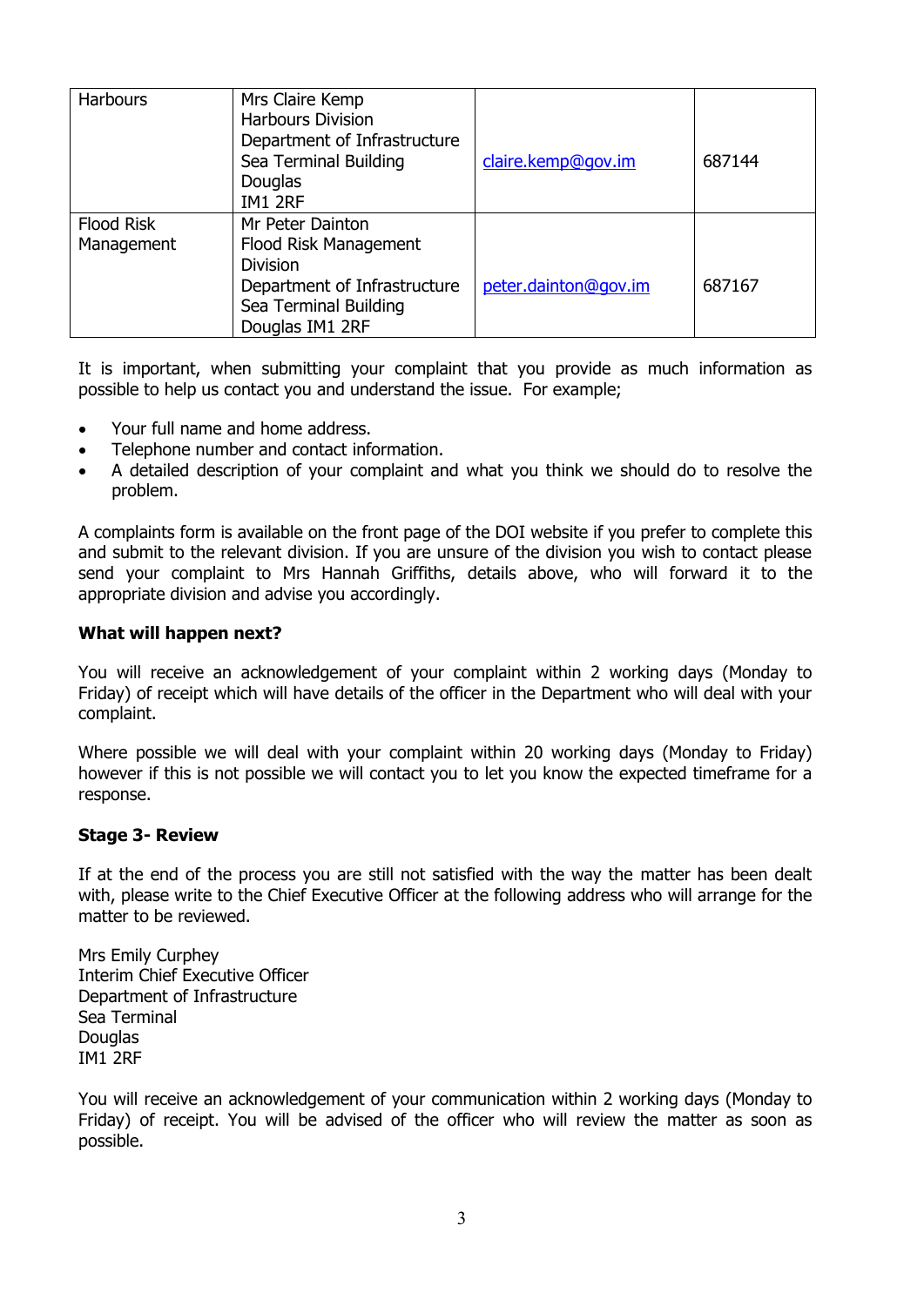| Harbours | Mrs Claire Kemp<br>Harbours Division<br>Department of Infrastructure<br>Sea Terminal Building<br>Douglas<br>IM1 2RF | claire.kemp@gov.im | 687144 |
|---|---|---|---|
| Flood Risk Management | Mr Peter Dainton<br>Flood Risk Management Division<br>Department of Infrastructure<br>Sea Terminal Building<br>Douglas IM1 2RF | peter.dainton@gov.im | 687167 |

It is important, when submitting your complaint that you provide as much information as possible to help us contact you and understand the issue. For example;

- Your full name and home address.
- Telephone number and contact information.
- A detailed description of your complaint and what you think we should do to resolve the problem.

A complaints form is available on the front page of the DOI website if you prefer to complete this and submit to the relevant division. If you are unsure of the division you wish to contact please send your complaint to Mrs Hannah Griffiths, details above, who will forward it to the appropriate division and advise you accordingly.

**What will happen next?**

You will receive an acknowledgement of your complaint within 2 working days (Monday to Friday) of receipt which will have details of the officer in the Department who will deal with your complaint.

Where possible we will deal with your complaint within 20 working days (Monday to Friday) however if this is not possible we will contact you to let you know the expected timeframe for a response.

**Stage 3- Review**

If at the end of the process you are still not satisfied with the way the matter has been dealt with, please write to the Chief Executive Officer at the following address who will arrange for the matter to be reviewed.

Mrs Emily Curphey
Interim Chief Executive Officer
Department of Infrastructure
Sea Terminal
Douglas
IM1 2RF

You will receive an acknowledgement of your communication within 2 working days (Monday to Friday) of receipt. You will be advised of the officer who will review the matter as soon as possible.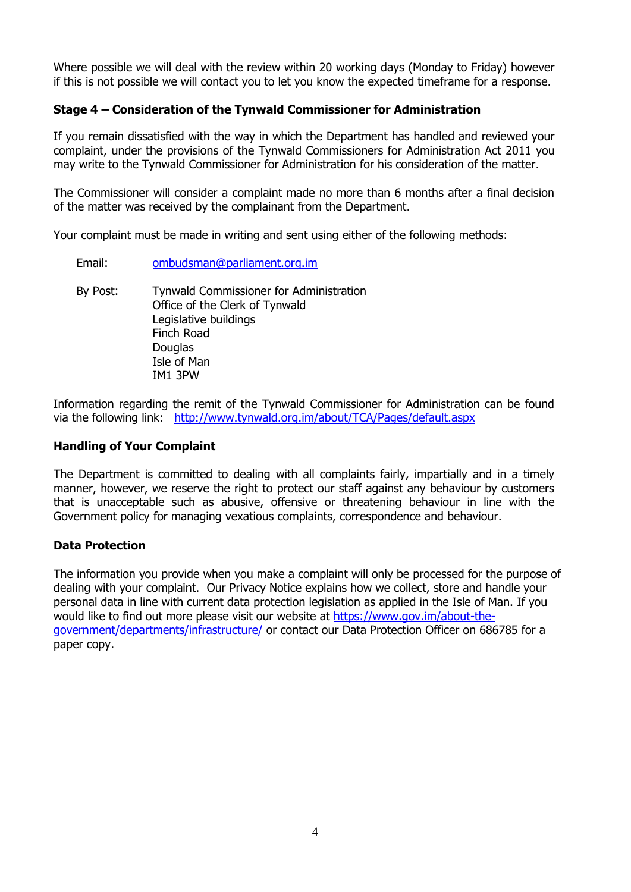Where possible we will deal with the review within 20 working days (Monday to Friday) however if this is not possible we will contact you to let you know the expected timeframe for a response.

### Stage 4 – Consideration of the Tynwald Commissioner for Administration

If you remain dissatisfied with the way in which the Department has handled and reviewed your complaint, under the provisions of the Tynwald Commissioners for Administration Act 2011 you may write to the Tynwald Commissioner for Administration for his consideration of the matter.

The Commissioner will consider a complaint made no more than 6 months after a final decision of the matter was received by the complainant from the Department.

Your complaint must be made in writing and sent using either of the following methods:

Email: ombudsman@parliament.org.im

By Post: Tynwald Commissioner for Administration
Office of the Clerk of Tynwald
Legislative buildings
Finch Road
Douglas
Isle of Man
IM1 3PW

Information regarding the remit of the Tynwald Commissioner for Administration can be found via the following link: http://www.tynwald.org.im/about/TCA/Pages/default.aspx

### Handling of Your Complaint

The Department is committed to dealing with all complaints fairly, impartially and in a timely manner, however, we reserve the right to protect our staff against any behaviour by customers that is unacceptable such as abusive, offensive or threatening behaviour in line with the Government policy for managing vexatious complaints, correspondence and behaviour.

### Data Protection

The information you provide when you make a complaint will only be processed for the purpose of dealing with your complaint. Our Privacy Notice explains how we collect, store and handle your personal data in line with current data protection legislation as applied in the Isle of Man. If you would like to find out more please visit our website at https://www.gov.im/about-the-government/departments/infrastructure/ or contact our Data Protection Officer on 686785 for a paper copy.